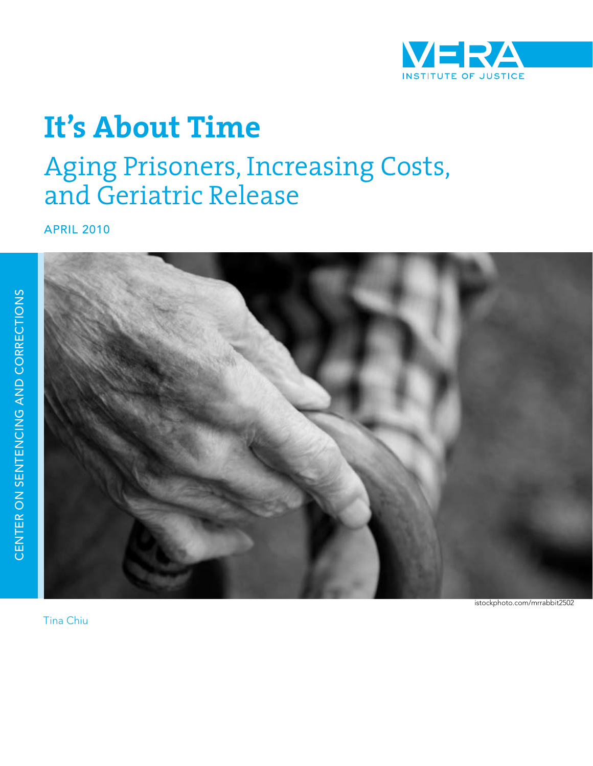VERA INSTITUTE OF JUSTICE

# It's About Time

## Aging Prisoners, Increasing Costs, and Geriatric Release

APRIL 2010

CENTER ON SENTENCING AND CORRECTIONS

istockphoto.com/mrrabbit2502

Tina Chiu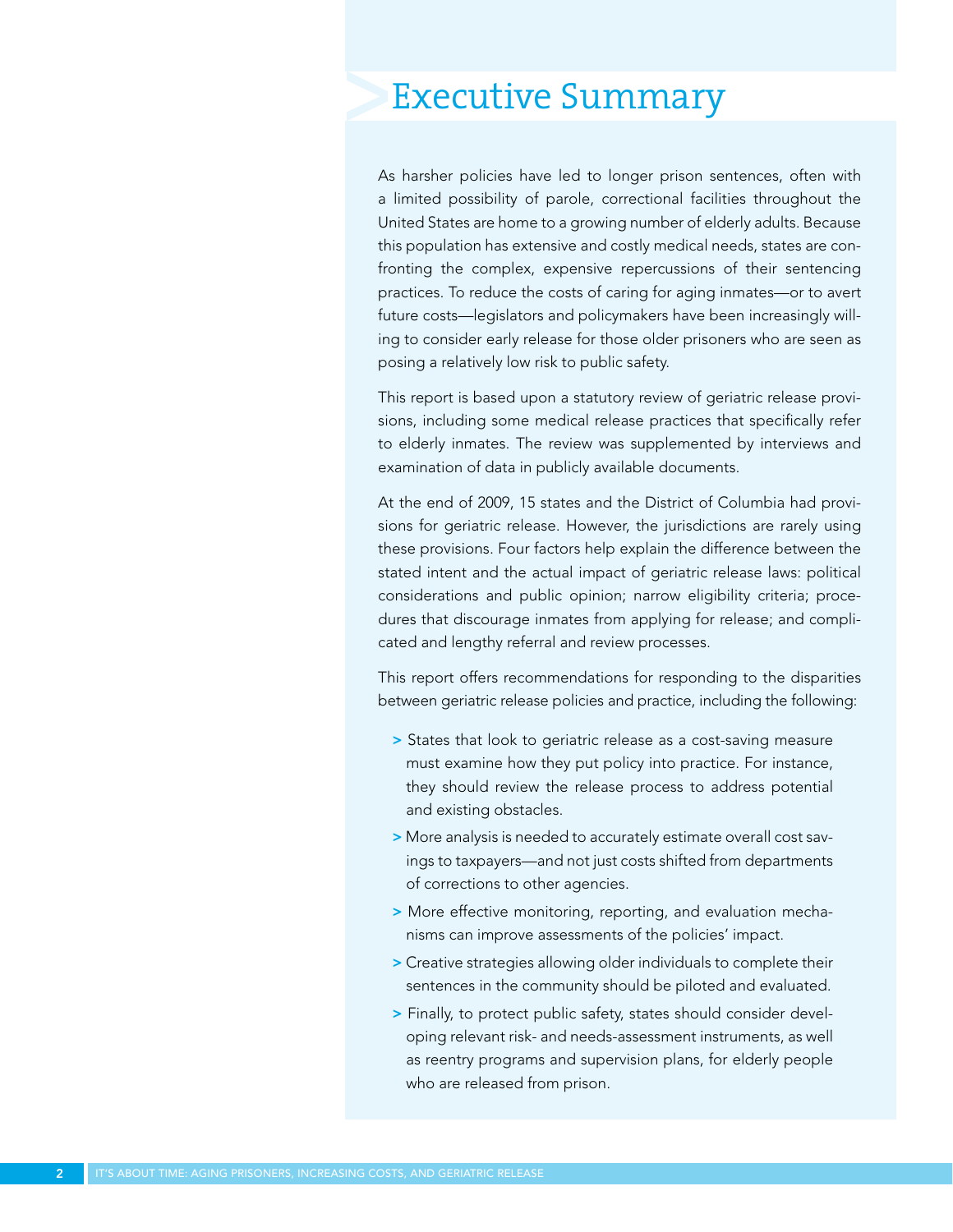# Executive Summary

As harsher policies have led to longer prison sentences, often with a limited possibility of parole, correctional facilities throughout the United States are home to a growing number of elderly adults. Because this population has extensive and costly medical needs, states are confronting the complex, expensive repercussions of their sentencing practices. To reduce the costs of caring for aging inmates—or to avert future costs—legislators and policymakers have been increasingly willing to consider early release for those older prisoners who are seen as posing a relatively low risk to public safety.

This report is based upon a statutory review of geriatric release provisions, including some medical release practices that specifically refer to elderly inmates. The review was supplemented by interviews and examination of data in publicly available documents.

At the end of 2009, 15 states and the District of Columbia had provisions for geriatric release. However, the jurisdictions are rarely using these provisions. Four factors help explain the difference between the stated intent and the actual impact of geriatric release laws: political considerations and public opinion; narrow eligibility criteria; procedures that discourage inmates from applying for release; and complicated and lengthy referral and review processes.

This report offers recommendations for responding to the disparities between geriatric release policies and practice, including the following:

- States that look to geriatric release as a cost-saving measure must examine how they put policy into practice. For instance, they should review the release process to address potential and existing obstacles.
- More analysis is needed to accurately estimate overall cost savings to taxpayers—and not just costs shifted from departments of corrections to other agencies.
- More effective monitoring, reporting, and evaluation mechanisms can improve assessments of the policies' impact.
- Creative strategies allowing older individuals to complete their sentences in the community should be piloted and evaluated.
- Finally, to protect public safety, states should consider developing relevant risk- and needs-assessment instruments, as well as reentry programs and supervision plans, for elderly people who are released from prison.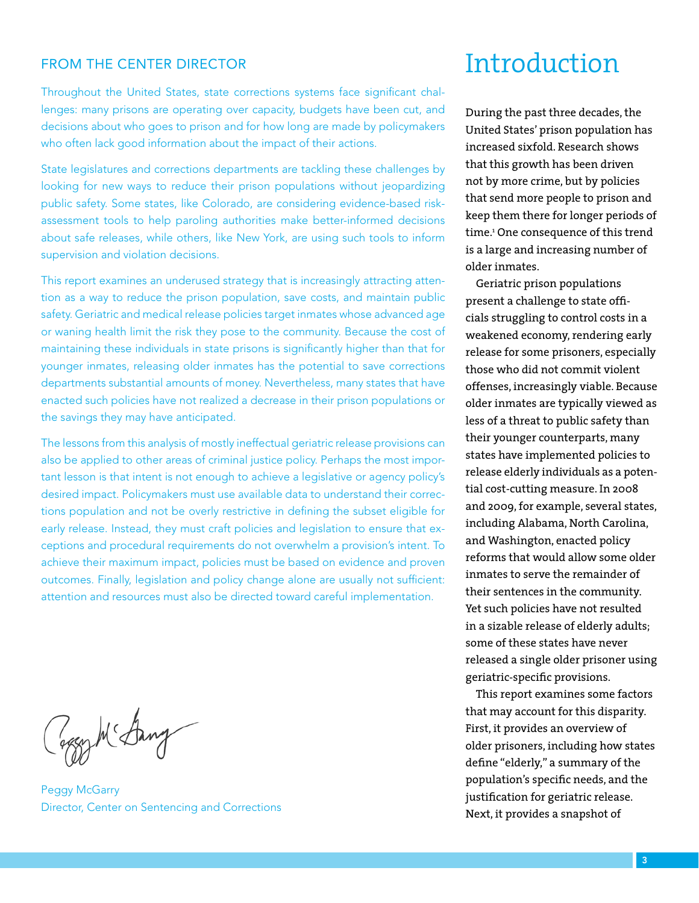## FROM THE CENTER DIRECTOR

Throughout the United States, state corrections systems face significant challenges: many prisons are operating over capacity, budgets have been cut, and decisions about who goes to prison and for how long are made by policymakers who often lack good information about the impact of their actions.

State legislatures and corrections departments are tackling these challenges by looking for new ways to reduce their prison populations without jeopardizing public safety. Some states, like Colorado, are considering evidence-based risk-assessment tools to help paroling authorities make better-informed decisions about safe releases, while others, like New York, are using such tools to inform supervision and violation decisions.

This report examines an underused strategy that is increasingly attracting attention as a way to reduce the prison population, save costs, and maintain public safety. Geriatric and medical release policies target inmates whose advanced age or waning health limit the risk they pose to the community. Because the cost of maintaining these individuals in state prisons is significantly higher than that for younger inmates, releasing older inmates has the potential to save corrections departments substantial amounts of money. Nevertheless, many states that have enacted such policies have not realized a decrease in their prison populations or the savings they may have anticipated.

The lessons from this analysis of mostly ineffectual geriatric release provisions can also be applied to other areas of criminal justice policy. Perhaps the most important lesson is that intent is not enough to achieve a legislative or agency policy's desired impact. Policymakers must use available data to understand their corrections population and not be overly restrictive in defining the subset eligible for early release. Instead, they must craft policies and legislation to ensure that exceptions and procedural requirements do not overwhelm a provision's intent. To achieve their maximum impact, policies must be based on evidence and proven outcomes. Finally, legislation and policy change alone are usually not sufficient: attention and resources must also be directed toward careful implementation.

Peggy McGarry
Director, Center on Sentencing and Corrections

# Introduction

During the past three decades, the United States' prison population has increased sixfold. Research shows that this growth has been driven not by more crime, but by policies that send more people to prison and keep them there for longer periods of time.[1] One consequence of this trend is a large and increasing number of older inmates.

Geriatric prison populations present a challenge to state officials struggling to control costs in a weakened economy, rendering early release for some prisoners, especially those who did not commit violent offenses, increasingly viable. Because older inmates are typically viewed as less of a threat to public safety than their younger counterparts, many states have implemented policies to release elderly individuals as a potential cost-cutting measure. In 2008 and 2009, for example, several states, including Alabama, North Carolina, and Washington, enacted policy reforms that would allow some older inmates to serve the remainder of their sentences in the community. Yet such policies have not resulted in a sizable release of elderly adults; some of these states have never released a single older prisoner using geriatric-specific provisions.

This report examines some factors that may account for this disparity. First, it provides an overview of older prisoners, including how states define "elderly," a summary of the population's specific needs, and the justification for geriatric release. Next, it provides a snapshot of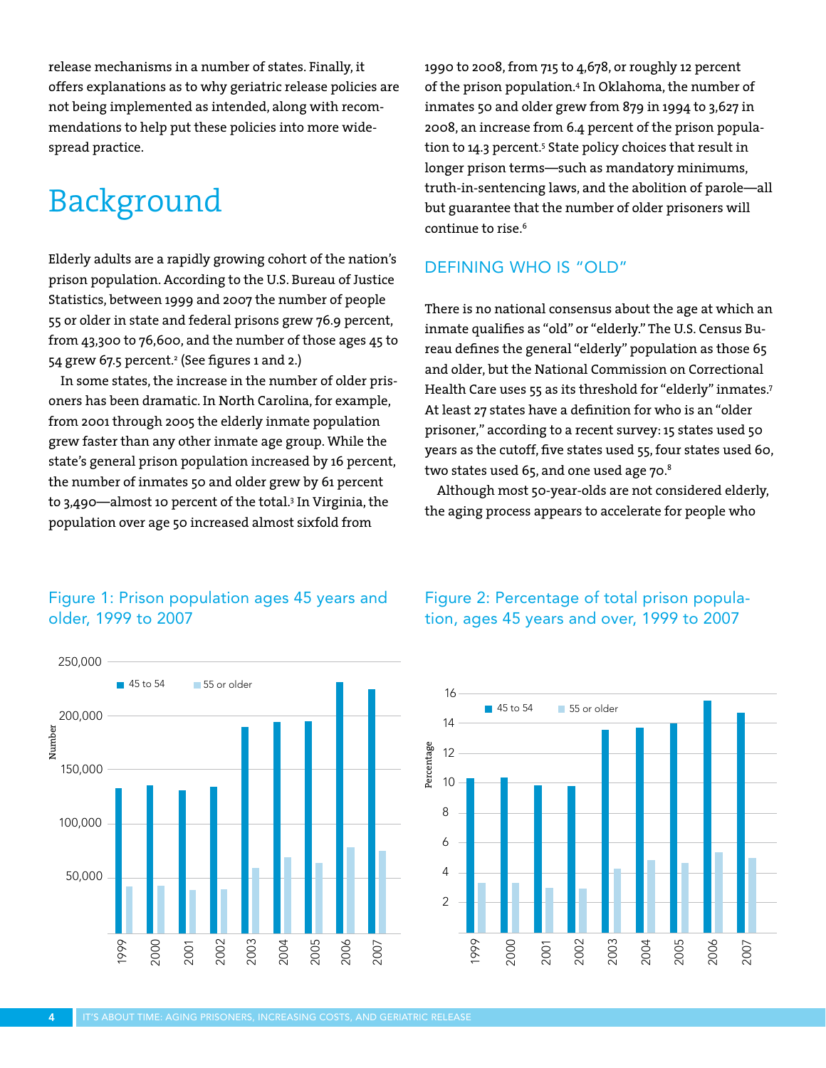release mechanisms in a number of states. Finally, it offers explanations as to why geriatric release policies are not being implemented as intended, along with recommendations to help put these policies into more widespread practice.

# Background

Elderly adults are a rapidly growing cohort of the nation's prison population. According to the U.S. Bureau of Justice Statistics, between 1999 and 2007 the number of people 55 or older in state and federal prisons grew 76.9 percent, from 43,300 to 76,600, and the number of those ages 45 to 54 grew 67.5 percent.[2] (See figures 1 and 2.)

In some states, the increase in the number of older prisoners has been dramatic. In North Carolina, for example, from 2001 through 2005 the elderly inmate population grew faster than any other inmate age group. While the state's general prison population increased by 16 percent, the number of inmates 50 and older grew by 61 percent to 3,490—almost 10 percent of the total.[3] In Virginia, the population over age 50 increased almost sixfold from 1990 to 2008, from 715 to 4,678, or roughly 12 percent of the prison population.[4] In Oklahoma, the number of inmates 50 and older grew from 879 in 1994 to 3,627 in 2008, an increase from 6.4 percent of the prison population to 14.3 percent.[5] State policy choices that result in longer prison terms—such as mandatory minimums, truth-in-sentencing laws, and the abolition of parole—all but guarantee that the number of older prisoners will continue to rise.[6]

## DEFINING WHO IS "OLD"

There is no national consensus about the age at which an inmate qualifies as "old" or "elderly." The U.S. Census Bureau defines the general "elderly" population as those 65 and older, but the National Commission on Correctional Health Care uses 55 as its threshold for "elderly" inmates.[7] At least 27 states have a definition for who is an "older prisoner," according to a recent survey: 15 states used 50 years as the cutoff, five states used 55, four states used 60, two states used 65, and one used age 70.[8]

Although most 50-year-olds are not considered elderly, the aging process appears to accelerate for people who

Figure 1: Prison population ages 45 years and older, 1999 to 2007

Figure 2: Percentage of total prison population, ages 45 years and over, 1999 to 2007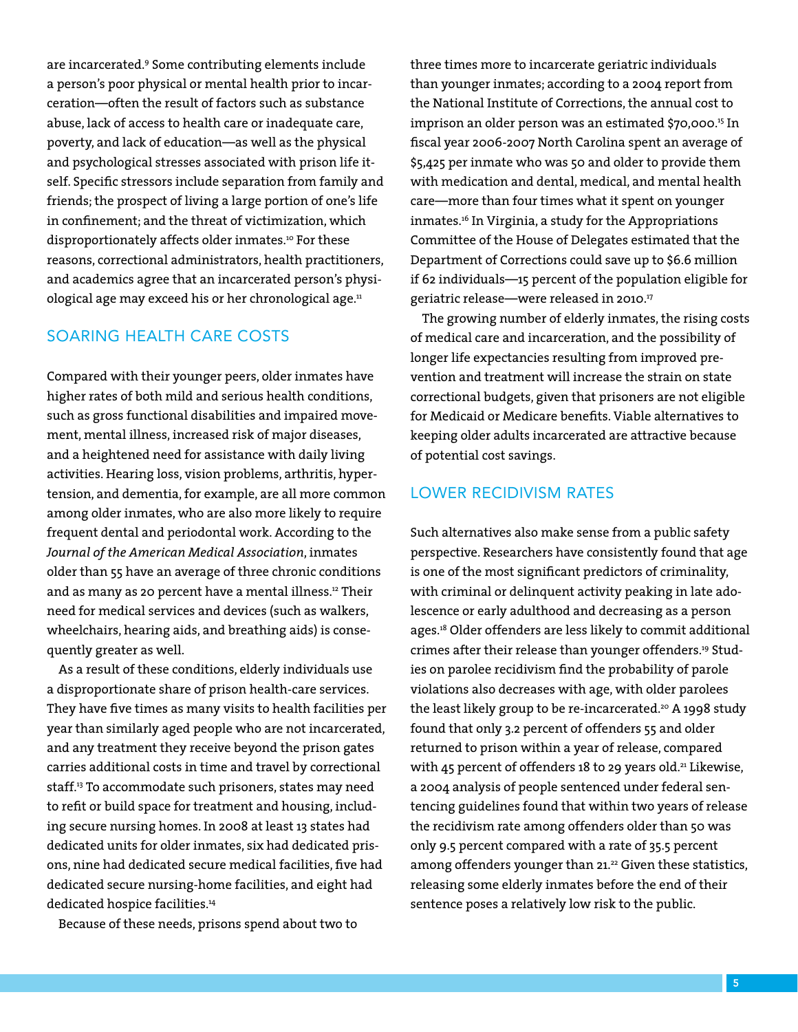are incarcerated.[9] Some contributing elements include a person's poor physical or mental health prior to incarceration—often the result of factors such as substance abuse, lack of access to health care or inadequate care, poverty, and lack of education—as well as the physical and psychological stresses associated with prison life itself. Specific stressors include separation from family and friends; the prospect of living a large portion of one's life in confinement; and the threat of victimization, which disproportionately affects older inmates.[10] For these reasons, correctional administrators, health practitioners, and academics agree that an incarcerated person's physiological age may exceed his or her chronological age.[11]

## SOARING HEALTH CARE COSTS

Compared with their younger peers, older inmates have higher rates of both mild and serious health conditions, such as gross functional disabilities and impaired movement, mental illness, increased risk of major diseases, and a heightened need for assistance with daily living activities. Hearing loss, vision problems, arthritis, hypertension, and dementia, for example, are all more common among older inmates, who are also more likely to require frequent dental and periodontal work. According to the *Journal of the American Medical Association*, inmates older than 55 have an average of three chronic conditions and as many as 20 percent have a mental illness.[12] Their need for medical services and devices (such as walkers, wheelchairs, hearing aids, and breathing aids) is consequently greater as well.

As a result of these conditions, elderly individuals use a disproportionate share of prison health-care services. They have five times as many visits to health facilities per year than similarly aged people who are not incarcerated, and any treatment they receive beyond the prison gates carries additional costs in time and travel by correctional staff.[13] To accommodate such prisoners, states may need to refit or build space for treatment and housing, including secure nursing homes. In 2008 at least 13 states had dedicated units for older inmates, six had dedicated prisons, nine had dedicated secure medical facilities, five had dedicated secure nursing-home facilities, and eight had dedicated hospice facilities.[14]

Because of these needs, prisons spend about two to three times more to incarcerate geriatric individuals than younger inmates; according to a 2004 report from the National Institute of Corrections, the annual cost to imprison an older person was an estimated $70,000.[15] In fiscal year 2006-2007 North Carolina spent an average of $5,425 per inmate who was 50 and older to provide them with medication and dental, medical, and mental health care—more than four times what it spent on younger inmates.[16] In Virginia, a study for the Appropriations Committee of the House of Delegates estimated that the Department of Corrections could save up to $6.6 million if 62 individuals—15 percent of the population eligible for geriatric release—were released in 2010.[17]

The growing number of elderly inmates, the rising costs of medical care and incarceration, and the possibility of longer life expectancies resulting from improved prevention and treatment will increase the strain on state correctional budgets, given that prisoners are not eligible for Medicaid or Medicare benefits. Viable alternatives to keeping older adults incarcerated are attractive because of potential cost savings.

## LOWER RECIDIVISM RATES

Such alternatives also make sense from a public safety perspective. Researchers have consistently found that age is one of the most significant predictors of criminality, with criminal or delinquent activity peaking in late adolescence or early adulthood and decreasing as a person ages.[18] Older offenders are less likely to commit additional crimes after their release than younger offenders.[19] Studies on parolee recidivism find the probability of parole violations also decreases with age, with older parolees the least likely group to be re-incarcerated.[20] A 1998 study found that only 3.2 percent of offenders 55 and older returned to prison within a year of release, compared with 45 percent of offenders 18 to 29 years old.[21] Likewise, a 2004 analysis of people sentenced under federal sentencing guidelines found that within two years of release the recidivism rate among offenders older than 50 was only 9.5 percent compared with a rate of 35.5 percent among offenders younger than 21.[22] Given these statistics, releasing some elderly inmates before the end of their sentence poses a relatively low risk to the public.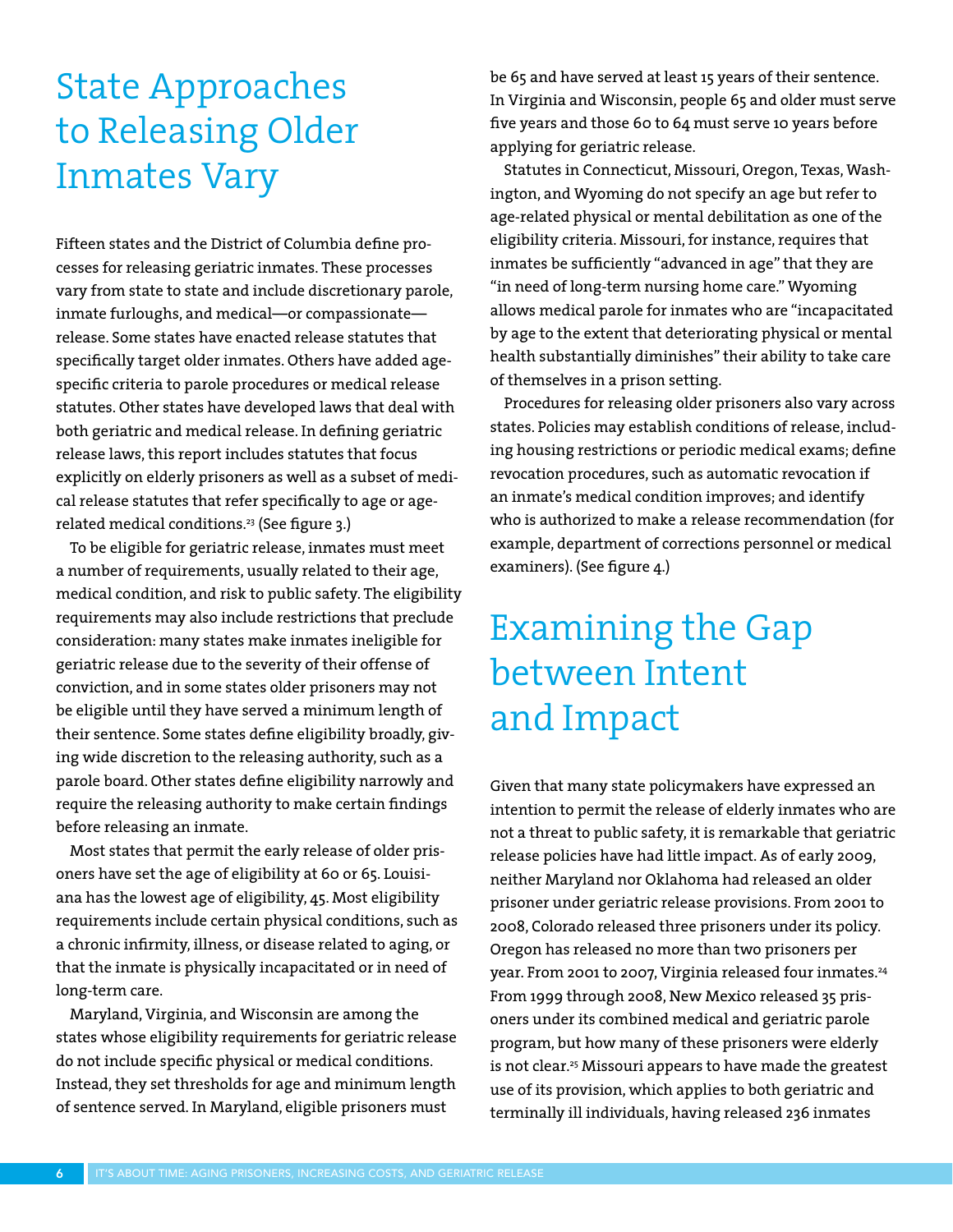# State Approaches to Releasing Older Inmates Vary

Fifteen states and the District of Columbia define processes for releasing geriatric inmates. These processes vary from state to state and include discretionary parole, inmate furloughs, and medical—or compassionate—release. Some states have enacted release statutes that specifically target older inmates. Others have added age-specific criteria to parole procedures or medical release statutes. Other states have developed laws that deal with both geriatric and medical release. In defining geriatric release laws, this report includes statutes that focus explicitly on elderly prisoners as well as a subset of medical release statutes that refer specifically to age or age-related medical conditions.[23] (See figure 3.)

To be eligible for geriatric release, inmates must meet a number of requirements, usually related to their age, medical condition, and risk to public safety. The eligibility requirements may also include restrictions that preclude consideration: many states make inmates ineligible for geriatric release due to the severity of their offense of conviction, and in some states older prisoners may not be eligible until they have served a minimum length of their sentence. Some states define eligibility broadly, giving wide discretion to the releasing authority, such as a parole board. Other states define eligibility narrowly and require the releasing authority to make certain findings before releasing an inmate.

Most states that permit the early release of older prisoners have set the age of eligibility at 60 or 65. Louisiana has the lowest age of eligibility, 45. Most eligibility requirements include certain physical conditions, such as a chronic infirmity, illness, or disease related to aging, or that the inmate is physically incapacitated or in need of long-term care.

Maryland, Virginia, and Wisconsin are among the states whose eligibility requirements for geriatric release do not include specific physical or medical conditions. Instead, they set thresholds for age and minimum length of sentence served. In Maryland, eligible prisoners must be 65 and have served at least 15 years of their sentence. In Virginia and Wisconsin, people 65 and older must serve five years and those 60 to 64 must serve 10 years before applying for geriatric release.

Statutes in Connecticut, Missouri, Oregon, Texas, Washington, and Wyoming do not specify an age but refer to age-related physical or mental debilitation as one of the eligibility criteria. Missouri, for instance, requires that inmates be sufficiently "advanced in age" that they are "in need of long-term nursing home care." Wyoming allows medical parole for inmates who are "incapacitated by age to the extent that deteriorating physical or mental health substantially diminishes" their ability to take care of themselves in a prison setting.

Procedures for releasing older prisoners also vary across states. Policies may establish conditions of release, including housing restrictions or periodic medical exams; define revocation procedures, such as automatic revocation if an inmate's medical condition improves; and identify who is authorized to make a release recommendation (for example, department of corrections personnel or medical examiners). (See figure 4.)

# Examining the Gap between Intent and Impact

Given that many state policymakers have expressed an intention to permit the release of elderly inmates who are not a threat to public safety, it is remarkable that geriatric release policies have had little impact. As of early 2009, neither Maryland nor Oklahoma had released an older prisoner under geriatric release provisions. From 2001 to 2008, Colorado released three prisoners under its policy. Oregon has released no more than two prisoners per year. From 2001 to 2007, Virginia released four inmates.[24] From 1999 through 2008, New Mexico released 35 prisoners under its combined medical and geriatric parole program, but how many of these prisoners were elderly is not clear.[25] Missouri appears to have made the greatest use of its provision, which applies to both geriatric and terminally ill individuals, having released 236 inmates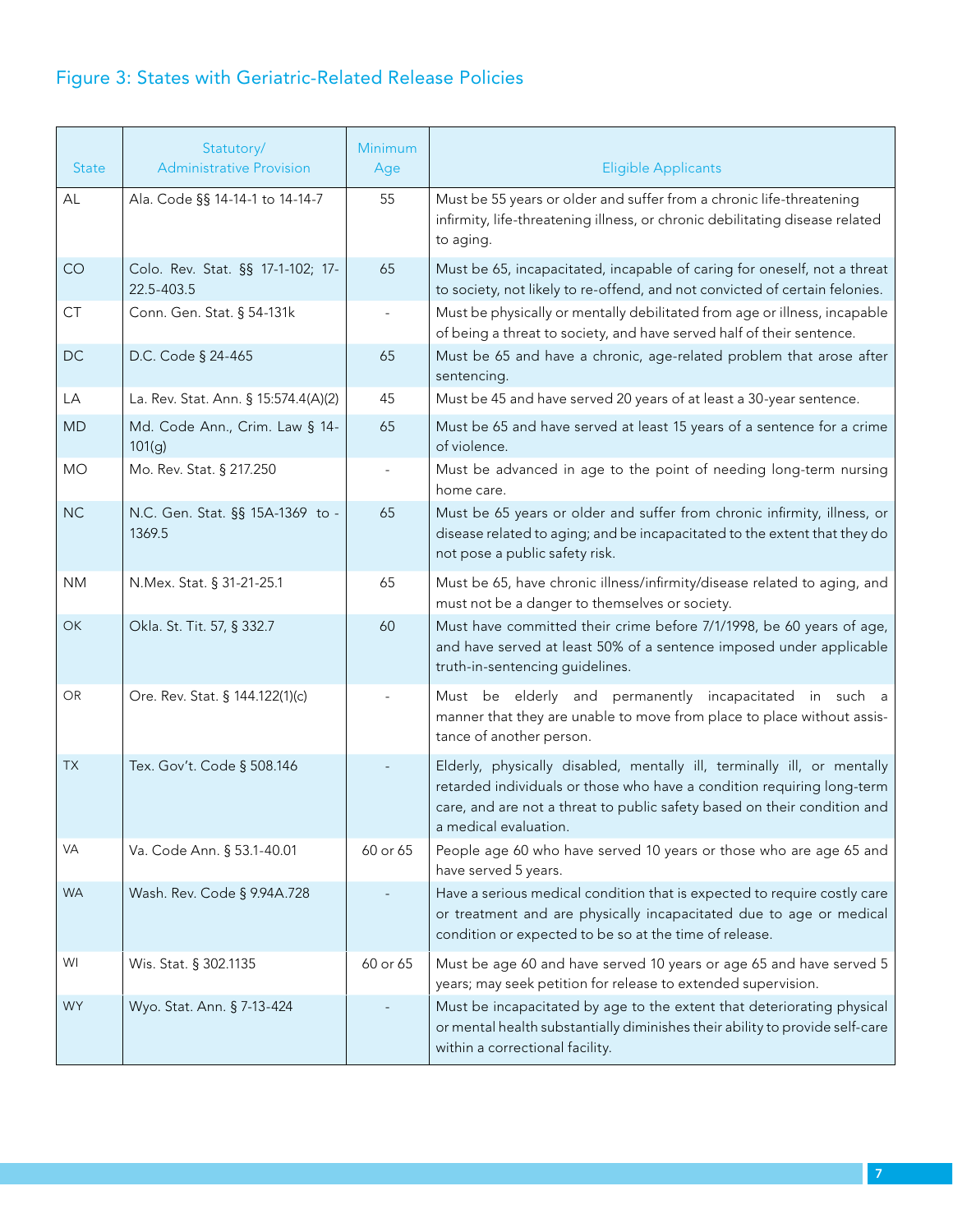## Figure 3: States with Geriatric-Related Release Policies

| State | Statutory/ Administrative Provision | Minimum Age | Eligible Applicants |
|---|---|---|---|
| AL | Ala. Code §§ 14-14-1 to 14-14-7 | 55 | Must be 55 years or older and suffer from a chronic life-threatening infirmity, life-threatening illness, or chronic debilitating disease related to aging. |
| CO | Colo. Rev. Stat. §§ 17-1-102; 17-22.5-403.5 | 65 | Must be 65, incapacitated, incapable of caring for oneself, not a threat to society, not likely to re-offend, and not convicted of certain felonies. |
| CT | Conn. Gen. Stat. § 54-131k | - | Must be physically or mentally debilitated from age or illness, incapable of being a threat to society, and have served half of their sentence. |
| DC | D.C. Code § 24-465 | 65 | Must be 65 and have a chronic, age-related problem that arose after sentencing. |
| LA | La. Rev. Stat. Ann. § 15:574.4(A)(2) | 45 | Must be 45 and have served 20 years of at least a 30-year sentence. |
| MD | Md. Code Ann., Crim. Law § 14-101(g) | 65 | Must be 65 and have served at least 15 years of a sentence for a crime of violence. |
| MO | Mo. Rev. Stat. § 217.250 | - | Must be advanced in age to the point of needing long-term nursing home care. |
| NC | N.C. Gen. Stat. §§ 15A-1369 to -1369.5 | 65 | Must be 65 years or older and suffer from chronic infirmity, illness, or disease related to aging; and be incapacitated to the extent that they do not pose a public safety risk. |
| NM | N.Mex. Stat. § 31-21-25.1 | 65 | Must be 65, have chronic illness/infirmity/disease related to aging, and must not be a danger to themselves or society. |
| OK | Okla. St. Tit. 57, § 332.7 | 60 | Must have committed their crime before 7/1/1998, be 60 years of age, and have served at least 50% of a sentence imposed under applicable truth-in-sentencing guidelines. |
| OR | Ore. Rev. Stat. § 144.122(1)(c) | - | Must be elderly and permanently incapacitated in such a manner that they are unable to move from place to place without assistance of another person. |
| TX | Tex. Gov't. Code § 508.146 | - | Elderly, physically disabled, mentally ill, terminally ill, or mentally retarded individuals or those who have a condition requiring long-term care, and are not a threat to public safety based on their condition and a medical evaluation. |
| VA | Va. Code Ann. § 53.1-40.01 | 60 or 65 | People age 60 who have served 10 years or those who are age 65 and have served 5 years. |
| WA | Wash. Rev. Code § 9.94A.728 | - | Have a serious medical condition that is expected to require costly care or treatment and are physically incapacitated due to age or medical condition or expected to be so at the time of release. |
| WI | Wis. Stat. § 302.1135 | 60 or 65 | Must be age 60 and have served 10 years or age 65 and have served 5 years; may seek petition for release to extended supervision. |
| WY | Wyo. Stat. Ann. § 7-13-424 | - | Must be incapacitated by age to the extent that deteriorating physical or mental health substantially diminishes their ability to provide self-care within a correctional facility. |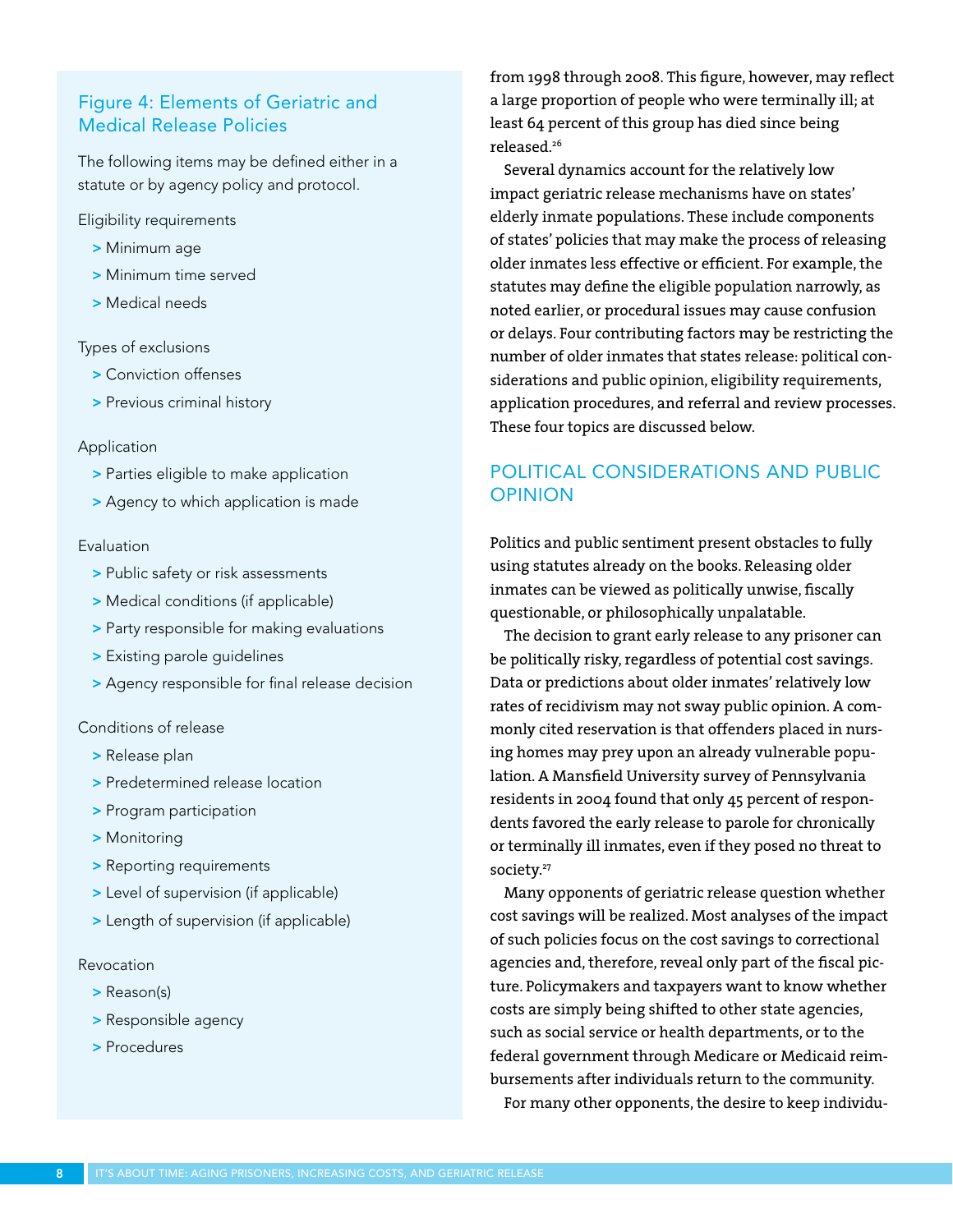### Figure 4: Elements of Geriatric and Medical Release Policies

The following items may be defined either in a statute or by agency policy and protocol.

Eligibility requirements

- Minimum age
- Minimum time served
- Medical needs

Types of exclusions

- Conviction offenses
- Previous criminal history

Application

- Parties eligible to make application
- Agency to which application is made

Evaluation

- Public safety or risk assessments
- Medical conditions (if applicable)
- Party responsible for making evaluations
- Existing parole guidelines
- Agency responsible for final release decision

Conditions of release

- Release plan
- Predetermined release location
- Program participation
- Monitoring
- Reporting requirements
- Level of supervision (if applicable)
- Length of supervision (if applicable)

Revocation

- Reason(s)
- Responsible agency
- Procedures

from 1998 through 2008. This figure, however, may reflect a large proportion of people who were terminally ill; at least 64 percent of this group has died since being released.[26]

Several dynamics account for the relatively low impact geriatric release mechanisms have on states' elderly inmate populations. These include components of states' policies that may make the process of releasing older inmates less effective or efficient. For example, the statutes may define the eligible population narrowly, as noted earlier, or procedural issues may cause confusion or delays. Four contributing factors may be restricting the number of older inmates that states release: political considerations and public opinion, eligibility requirements, application procedures, and referral and review processes. These four topics are discussed below.

## POLITICAL CONSIDERATIONS AND PUBLIC OPINION

Politics and public sentiment present obstacles to fully using statutes already on the books. Releasing older inmates can be viewed as politically unwise, fiscally questionable, or philosophically unpalatable.

The decision to grant early release to any prisoner can be politically risky, regardless of potential cost savings. Data or predictions about older inmates' relatively low rates of recidivism may not sway public opinion. A commonly cited reservation is that offenders placed in nursing homes may prey upon an already vulnerable population. A Mansfield University survey of Pennsylvania residents in 2004 found that only 45 percent of respondents favored the early release to parole for chronically or terminally ill inmates, even if they posed no threat to society.[27]

Many opponents of geriatric release question whether cost savings will be realized. Most analyses of the impact of such policies focus on the cost savings to correctional agencies and, therefore, reveal only part of the fiscal picture. Policymakers and taxpayers want to know whether costs are simply being shifted to other state agencies, such as social service or health departments, or to the federal government through Medicare or Medicaid reimbursements after individuals return to the community.

For many other opponents, the desire to keep individu-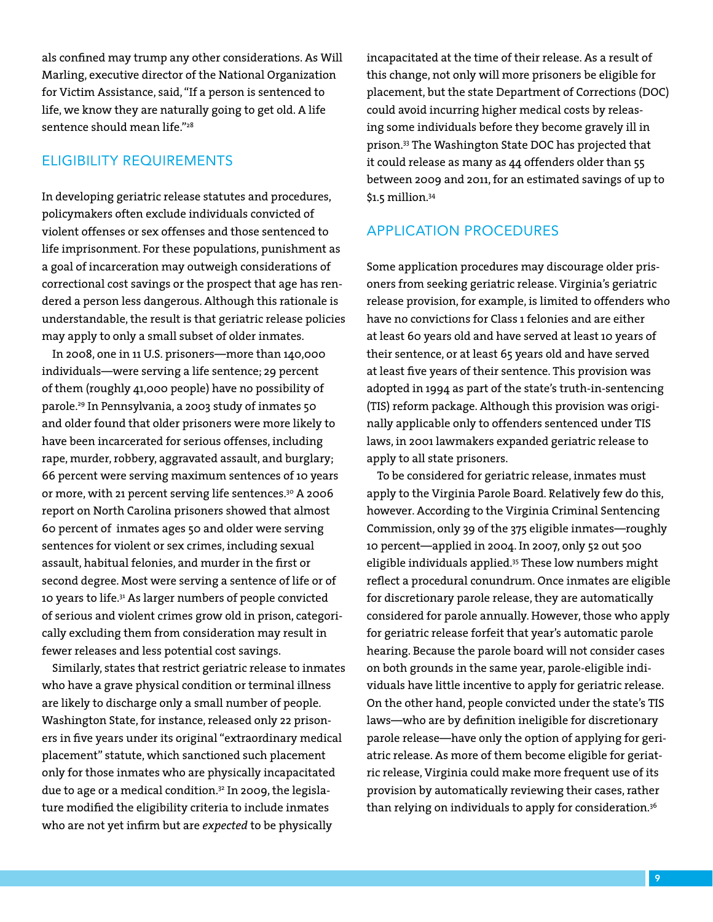als confined may trump any other considerations. As Will Marling, executive director of the National Organization for Victim Assistance, said, "If a person is sentenced to life, we know they are naturally going to get old. A life sentence should mean life."[28]

## ELIGIBILITY REQUIREMENTS

In developing geriatric release statutes and procedures, policymakers often exclude individuals convicted of violent offenses or sex offenses and those sentenced to life imprisonment. For these populations, punishment as a goal of incarceration may outweigh considerations of correctional cost savings or the prospect that age has rendered a person less dangerous. Although this rationale is understandable, the result is that geriatric release policies may apply to only a small subset of older inmates.

In 2008, one in 11 U.S. prisoners—more than 140,000 individuals—were serving a life sentence; 29 percent of them (roughly 41,000 people) have no possibility of parole.[29] In Pennsylvania, a 2003 study of inmates 50 and older found that older prisoners were more likely to have been incarcerated for serious offenses, including rape, murder, robbery, aggravated assault, and burglary; 66 percent were serving maximum sentences of 10 years or more, with 21 percent serving life sentences.[30] A 2006 report on North Carolina prisoners showed that almost 60 percent of inmates ages 50 and older were serving sentences for violent or sex crimes, including sexual assault, habitual felonies, and murder in the first or second degree. Most were serving a sentence of life or of 10 years to life.[31] As larger numbers of people convicted of serious and violent crimes grow old in prison, categorically excluding them from consideration may result in fewer releases and less potential cost savings.

Similarly, states that restrict geriatric release to inmates who have a grave physical condition or terminal illness are likely to discharge only a small number of people. Washington State, for instance, released only 22 prisoners in five years under its original "extraordinary medical placement" statute, which sanctioned such placement only for those inmates who are physically incapacitated due to age or a medical condition.[32] In 2009, the legislature modified the eligibility criteria to include inmates who are not yet infirm but are *expected* to be physically incapacitated at the time of their release. As a result of this change, not only will more prisoners be eligible for placement, but the state Department of Corrections (DOC) could avoid incurring higher medical costs by releasing some individuals before they become gravely ill in prison.[33] The Washington State DOC has projected that it could release as many as 44 offenders older than 55 between 2009 and 2011, for an estimated savings of up to $1.5 million.[34]

## APPLICATION PROCEDURES

Some application procedures may discourage older prisoners from seeking geriatric release. Virginia's geriatric release provision, for example, is limited to offenders who have no convictions for Class 1 felonies and are either at least 60 years old and have served at least 10 years of their sentence, or at least 65 years old and have served at least five years of their sentence. This provision was adopted in 1994 as part of the state's truth-in-sentencing (TIS) reform package. Although this provision was originally applicable only to offenders sentenced under TIS laws, in 2001 lawmakers expanded geriatric release to apply to all state prisoners.

To be considered for geriatric release, inmates must apply to the Virginia Parole Board. Relatively few do this, however. According to the Virginia Criminal Sentencing Commission, only 39 of the 375 eligible inmates—roughly 10 percent—applied in 2004. In 2007, only 52 out 500 eligible individuals applied.[35] These low numbers might reflect a procedural conundrum. Once inmates are eligible for discretionary parole release, they are automatically considered for parole annually. However, those who apply for geriatric release forfeit that year's automatic parole hearing. Because the parole board will not consider cases on both grounds in the same year, parole-eligible individuals have little incentive to apply for geriatric release. On the other hand, people convicted under the state's TIS laws—who are by definition ineligible for discretionary parole release—have only the option of applying for geriatric release. As more of them become eligible for geriatric release, Virginia could make more frequent use of its provision by automatically reviewing their cases, rather than relying on individuals to apply for consideration.[36]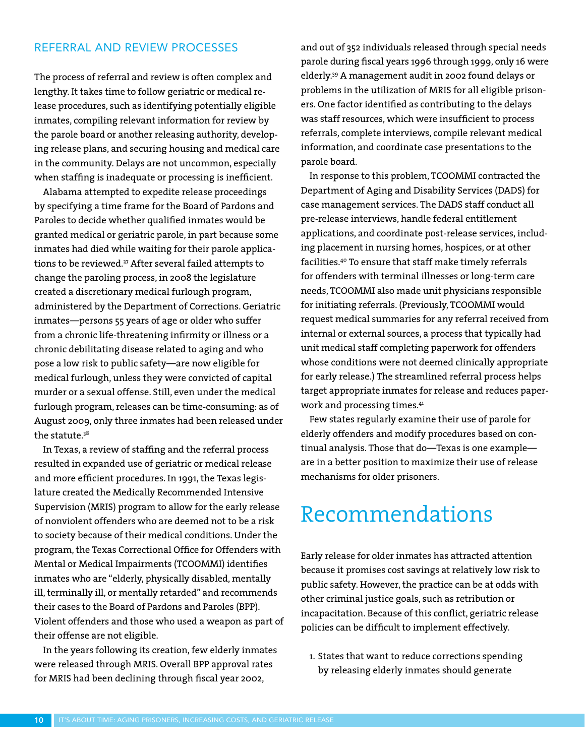### REFERRAL AND REVIEW PROCESSES

The process of referral and review is often complex and lengthy. It takes time to follow geriatric or medical release procedures, such as identifying potentially eligible inmates, compiling relevant information for review by the parole board or another releasing authority, developing release plans, and securing housing and medical care in the community. Delays are not uncommon, especially when staffing is inadequate or processing is inefficient.

Alabama attempted to expedite release proceedings by specifying a time frame for the Board of Pardons and Paroles to decide whether qualified inmates would be granted medical or geriatric parole, in part because some inmates had died while waiting for their parole applications to be reviewed.[37] After several failed attempts to change the paroling process, in 2008 the legislature created a discretionary medical furlough program, administered by the Department of Corrections. Geriatric inmates—persons 55 years of age or older who suffer from a chronic life-threatening infirmity or illness or a chronic debilitating disease related to aging and who pose a low risk to public safety—are now eligible for medical furlough, unless they were convicted of capital murder or a sexual offense. Still, even under the medical furlough program, releases can be time-consuming: as of August 2009, only three inmates had been released under the statute.[38]

In Texas, a review of staffing and the referral process resulted in expanded use of geriatric or medical release and more efficient procedures. In 1991, the Texas legislature created the Medically Recommended Intensive Supervision (MRIS) program to allow for the early release of nonviolent offenders who are deemed not to be a risk to society because of their medical conditions. Under the program, the Texas Correctional Office for Offenders with Mental or Medical Impairments (TCOOMMI) identifies inmates who are "elderly, physically disabled, mentally ill, terminally ill, or mentally retarded" and recommends their cases to the Board of Pardons and Paroles (BPP). Violent offenders and those who used a weapon as part of their offense are not eligible.

In the years following its creation, few elderly inmates were released through MRIS. Overall BPP approval rates for MRIS had been declining through fiscal year 2002, and out of 352 individuals released through special needs parole during fiscal years 1996 through 1999, only 16 were elderly.[39] A management audit in 2002 found delays or problems in the utilization of MRIS for all eligible prisoners. One factor identified as contributing to the delays was staff resources, which were insufficient to process referrals, complete interviews, compile relevant medical information, and coordinate case presentations to the parole board.

In response to this problem, TCOOMMI contracted the Department of Aging and Disability Services (DADS) for case management services. The DADS staff conduct all pre-release interviews, handle federal entitlement applications, and coordinate post-release services, including placement in nursing homes, hospices, or at other facilities.[40] To ensure that staff make timely referrals for offenders with terminal illnesses or long-term care needs, TCOOMMI also made unit physicians responsible for initiating referrals. (Previously, TCOOMMI would request medical summaries for any referral received from internal or external sources, a process that typically had unit medical staff completing paperwork for offenders whose conditions were not deemed clinically appropriate for early release.) The streamlined referral process helps target appropriate inmates for release and reduces paperwork and processing times.[41]

Few states regularly examine their use of parole for elderly offenders and modify procedures based on continual analysis. Those that do—Texas is one example—are in a better position to maximize their use of release mechanisms for older prisoners.

# Recommendations

Early release for older inmates has attracted attention because it promises cost savings at relatively low risk to public safety. However, the practice can be at odds with other criminal justice goals, such as retribution or incapacitation. Because of this conflict, geriatric release policies can be difficult to implement effectively.

1. States that want to reduce corrections spending by releasing elderly inmates should generate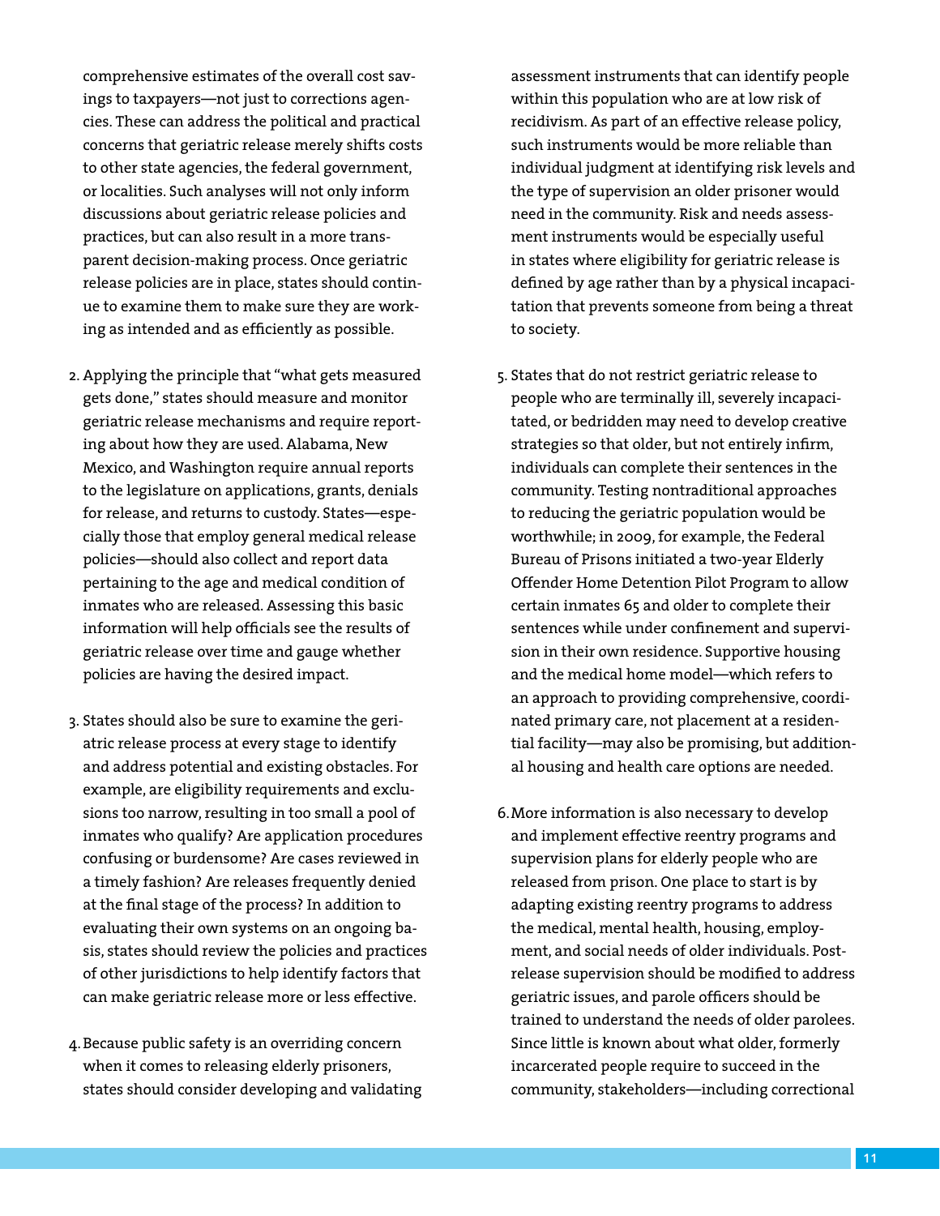comprehensive estimates of the overall cost savings to taxpayers—not just to corrections agencies. These can address the political and practical concerns that geriatric release merely shifts costs to other state agencies, the federal government, or localities. Such analyses will not only inform discussions about geriatric release policies and practices, but can also result in a more transparent decision-making process. Once geriatric release policies are in place, states should continue to examine them to make sure they are working as intended and as efficiently as possible.

2. Applying the principle that "what gets measured gets done," states should measure and monitor geriatric release mechanisms and require reporting about how they are used. Alabama, New Mexico, and Washington require annual reports to the legislature on applications, grants, denials for release, and returns to custody. States—especially those that employ general medical release policies—should also collect and report data pertaining to the age and medical condition of inmates who are released. Assessing this basic information will help officials see the results of geriatric release over time and gauge whether policies are having the desired impact.

3. States should also be sure to examine the geriatric release process at every stage to identify and address potential and existing obstacles. For example, are eligibility requirements and exclusions too narrow, resulting in too small a pool of inmates who qualify? Are application procedures confusing or burdensome? Are cases reviewed in a timely fashion? Are releases frequently denied at the final stage of the process? In addition to evaluating their own systems on an ongoing basis, states should review the policies and practices of other jurisdictions to help identify factors that can make geriatric release more or less effective.

4. Because public safety is an overriding concern when it comes to releasing elderly prisoners, states should consider developing and validating assessment instruments that can identify people within this population who are at low risk of recidivism. As part of an effective release policy, such instruments would be more reliable than individual judgment at identifying risk levels and the type of supervision an older prisoner would need in the community. Risk and needs assessment instruments would be especially useful in states where eligibility for geriatric release is defined by age rather than by a physical incapacitation that prevents someone from being a threat to society.

5. States that do not restrict geriatric release to people who are terminally ill, severely incapacitated, or bedridden may need to develop creative strategies so that older, but not entirely infirm, individuals can complete their sentences in the community. Testing nontraditional approaches to reducing the geriatric population would be worthwhile; in 2009, for example, the Federal Bureau of Prisons initiated a two-year Elderly Offender Home Detention Pilot Program to allow certain inmates 65 and older to complete their sentences while under confinement and supervision in their own residence. Supportive housing and the medical home model—which refers to an approach to providing comprehensive, coordinated primary care, not placement at a residential facility—may also be promising, but additional housing and health care options are needed.

6. More information is also necessary to develop and implement effective reentry programs and supervision plans for elderly people who are released from prison. One place to start is by adapting existing reentry programs to address the medical, mental health, housing, employment, and social needs of older individuals. Post-release supervision should be modified to address geriatric issues, and parole officers should be trained to understand the needs of older parolees. Since little is known about what older, formerly incarcerated people require to succeed in the community, stakeholders—including correctional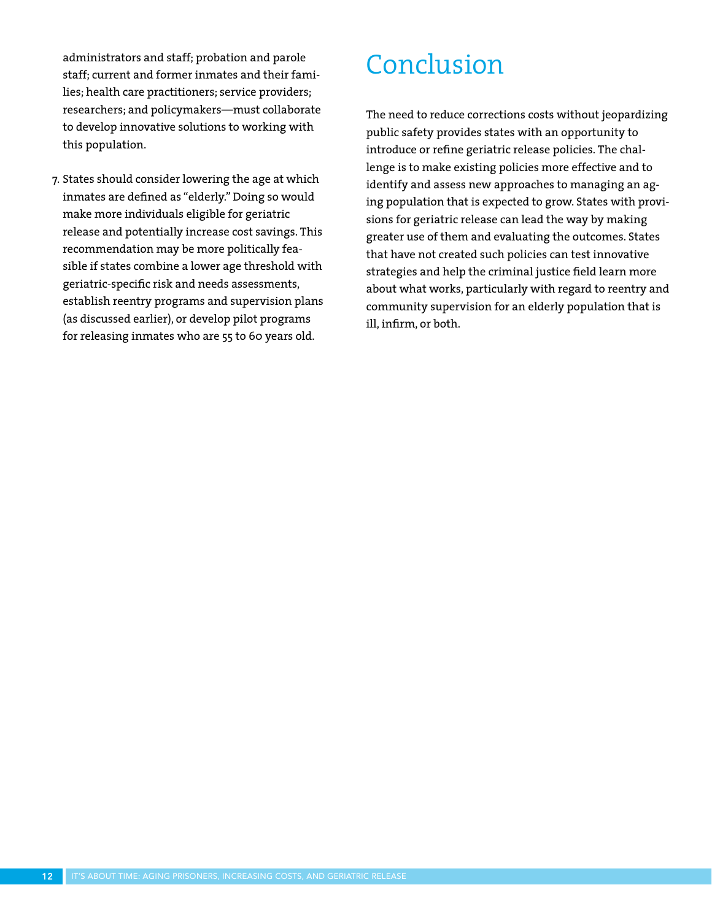administrators and staff; probation and parole staff; current and former inmates and their families; health care practitioners; service providers; researchers; and policymakers—must collaborate to develop innovative solutions to working with this population.

7. States should consider lowering the age at which inmates are defined as "elderly." Doing so would make more individuals eligible for geriatric release and potentially increase cost savings. This recommendation may be more politically feasible if states combine a lower age threshold with geriatric-specific risk and needs assessments, establish reentry programs and supervision plans (as discussed earlier), or develop pilot programs for releasing inmates who are 55 to 60 years old.

# Conclusion

The need to reduce corrections costs without jeopardizing public safety provides states with an opportunity to introduce or refine geriatric release policies. The challenge is to make existing policies more effective and to identify and assess new approaches to managing an aging population that is expected to grow. States with provisions for geriatric release can lead the way by making greater use of them and evaluating the outcomes. States that have not created such policies can test innovative strategies and help the criminal justice field learn more about what works, particularly with regard to reentry and community supervision for an elderly population that is ill, infirm, or both.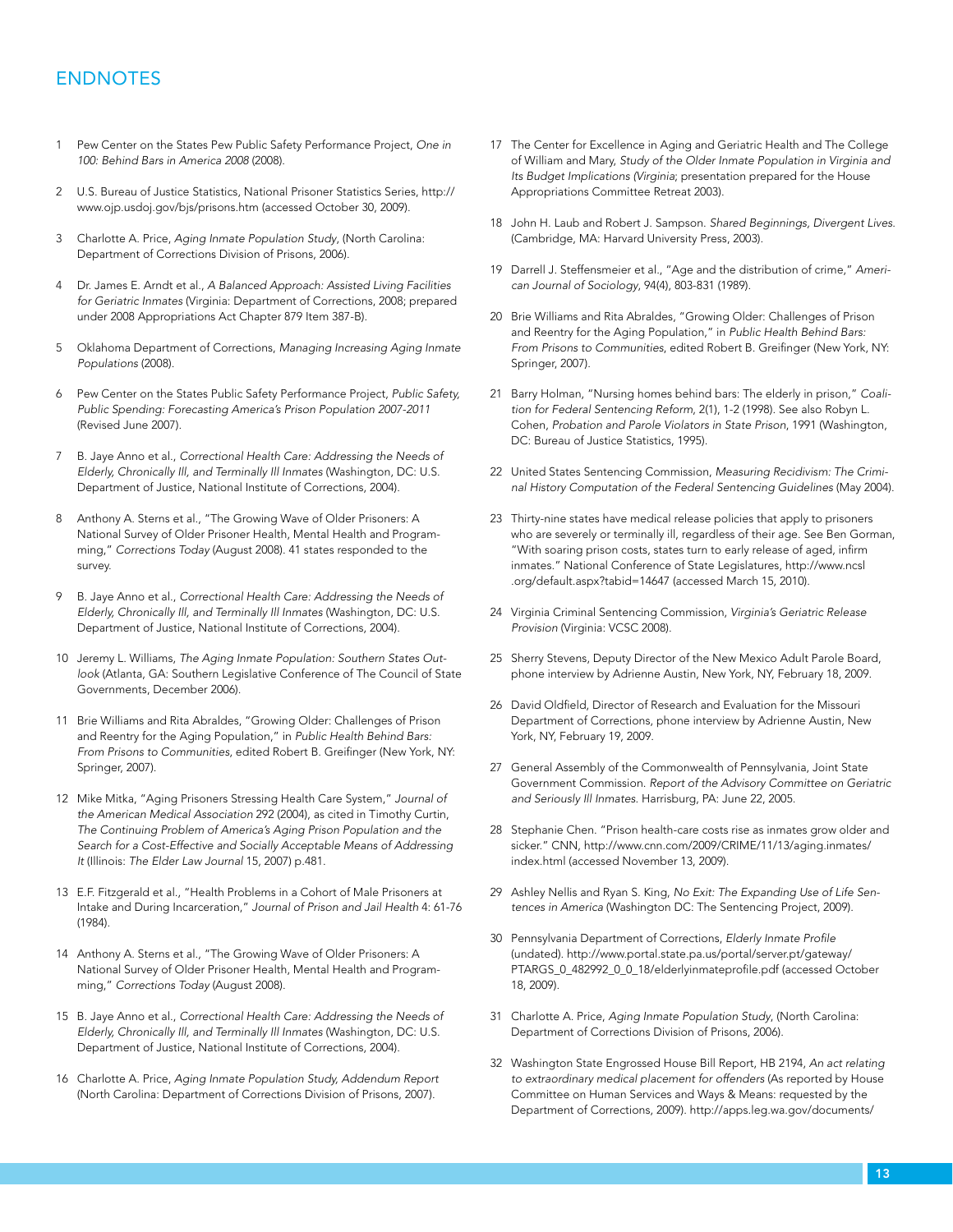# ENDNOTES

1. Pew Center on the States Pew Public Safety Performance Project, *One in 100: Behind Bars in America 2008* (2008).

2. U.S. Bureau of Justice Statistics, National Prisoner Statistics Series, http://www.ojp.usdoj.gov/bjs/prisons.htm (accessed October 30, 2009).

3. Charlotte A. Price, *Aging Inmate Population Study*, (North Carolina: Department of Corrections Division of Prisons, 2006).

4. Dr. James E. Arndt et al., *A Balanced Approach: Assisted Living Facilities for Geriatric Inmates* (Virginia: Department of Corrections, 2008; prepared under 2008 Appropriations Act Chapter 879 Item 387-B).

5. Oklahoma Department of Corrections, *Managing Increasing Aging Inmate Populations* (2008).

6. Pew Center on the States Public Safety Performance Project, *Public Safety, Public Spending: Forecasting America's Prison Population 2007-2011* (Revised June 2007).

7. B. Jaye Anno et al., *Correctional Health Care: Addressing the Needs of Elderly, Chronically Ill, and Terminally Ill Inmates* (Washington, DC: U.S. Department of Justice, National Institute of Corrections, 2004).

8. Anthony A. Sterns et al., "The Growing Wave of Older Prisoners: A National Survey of Older Prisoner Health, Mental Health and Programming," *Corrections Today* (August 2008). 41 states responded to the survey.

9. B. Jaye Anno et al., *Correctional Health Care: Addressing the Needs of Elderly, Chronically Ill, and Terminally Ill Inmates* (Washington, DC: U.S. Department of Justice, National Institute of Corrections, 2004).

10. Jeremy L. Williams, *The Aging Inmate Population: Southern States Outlook* (Atlanta, GA: Southern Legislative Conference of The Council of State Governments, December 2006).

11. Brie Williams and Rita Abraldes, "Growing Older: Challenges of Prison and Reentry for the Aging Population," in *Public Health Behind Bars: From Prisons to Communities*, edited Robert B. Greifinger (New York, NY: Springer, 2007).

12. Mike Mitka, "Aging Prisoners Stressing Health Care System," *Journal of the American Medical Association* 292 (2004), as cited in Timothy Curtin, *The Continuing Problem of America's Aging Prison Population and the Search for a Cost-Effective and Socially Acceptable Means of Addressing It* (Illinois: *The Elder Law Journal* 15, 2007) p.481.

13. E.F. Fitzgerald et al., "Health Problems in a Cohort of Male Prisoners at Intake and During Incarceration," *Journal of Prison and Jail Health* 4: 61-76 (1984).

14. Anthony A. Sterns et al., "The Growing Wave of Older Prisoners: A National Survey of Older Prisoner Health, Mental Health and Programming," *Corrections Today* (August 2008).

15. B. Jaye Anno et al., *Correctional Health Care: Addressing the Needs of Elderly, Chronically Ill, and Terminally Ill Inmates* (Washington, DC: U.S. Department of Justice, National Institute of Corrections, 2004).

16. Charlotte A. Price, *Aging Inmate Population Study, Addendum Report* (North Carolina: Department of Corrections Division of Prisons, 2007).

17. The Center for Excellence in Aging and Geriatric Health and The College of William and Mary, *Study of the Older Inmate Population in Virginia and Its Budget Implications (Virginia*; presentation prepared for the House Appropriations Committee Retreat 2003).

18. John H. Laub and Robert J. Sampson. *Shared Beginnings, Divergent Lives.* (Cambridge, MA: Harvard University Press, 2003).

19. Darrell J. Steffensmeier et al., "Age and the distribution of crime," *American Journal of Sociology*, 94(4), 803-831 (1989).

20. Brie Williams and Rita Abraldes, "Growing Older: Challenges of Prison and Reentry for the Aging Population," in *Public Health Behind Bars: From Prisons to Communities*, edited Robert B. Greifinger (New York, NY: Springer, 2007).

21. Barry Holman, "Nursing homes behind bars: The elderly in prison," *Coalition for Federal Sentencing Reform*, 2(1), 1-2 (1998). See also Robyn L. Cohen, *Probation and Parole Violators in State Prison*, 1991 (Washington, DC: Bureau of Justice Statistics, 1995).

22. United States Sentencing Commission, *Measuring Recidivism: The Criminal History Computation of the Federal Sentencing Guidelines* (May 2004).

23. Thirty-nine states have medical release policies that apply to prisoners who are severely or terminally ill, regardless of their age. See Ben Gorman, "With soaring prison costs, states turn to early release of aged, infirm inmates." National Conference of State Legislatures, http://www.ncsl.org/default.aspx?tabid=14647 (accessed March 15, 2010).

24. Virginia Criminal Sentencing Commission, *Virginia's Geriatric Release Provision* (Virginia: VCSC 2008).

25. Sherry Stevens, Deputy Director of the New Mexico Adult Parole Board, phone interview by Adrienne Austin, New York, NY, February 18, 2009.

26. David Oldfield, Director of Research and Evaluation for the Missouri Department of Corrections, phone interview by Adrienne Austin, New York, NY, February 19, 2009.

27. General Assembly of the Commonwealth of Pennsylvania, Joint State Government Commission. *Report of the Advisory Committee on Geriatric and Seriously Ill Inmates.* Harrisburg, PA: June 22, 2005.

28. Stephanie Chen. "Prison health-care costs rise as inmates grow older and sicker." CNN, http://www.cnn.com/2009/CRIME/11/13/aging.inmates/index.html (accessed November 13, 2009).

29. Ashley Nellis and Ryan S. King, *No Exit: The Expanding Use of Life Sentences in America* (Washington DC: The Sentencing Project, 2009).

30. Pennsylvania Department of Corrections, *Elderly Inmate Profile* (undated). http://www.portal.state.pa.us/portal/server.pt/gateway/PTARGS_0_482992_0_0_18/elderlyinmateprofile.pdf (accessed October 18, 2009).

31. Charlotte A. Price, *Aging Inmate Population Study*, (North Carolina: Department of Corrections Division of Prisons, 2006).

32. Washington State Engrossed House Bill Report, HB 2194, *An act relating to extraordinary medical placement for offenders* (As reported by House Committee on Human Services and Ways & Means: requested by the Department of Corrections, 2009). http://apps.leg.wa.gov/documents/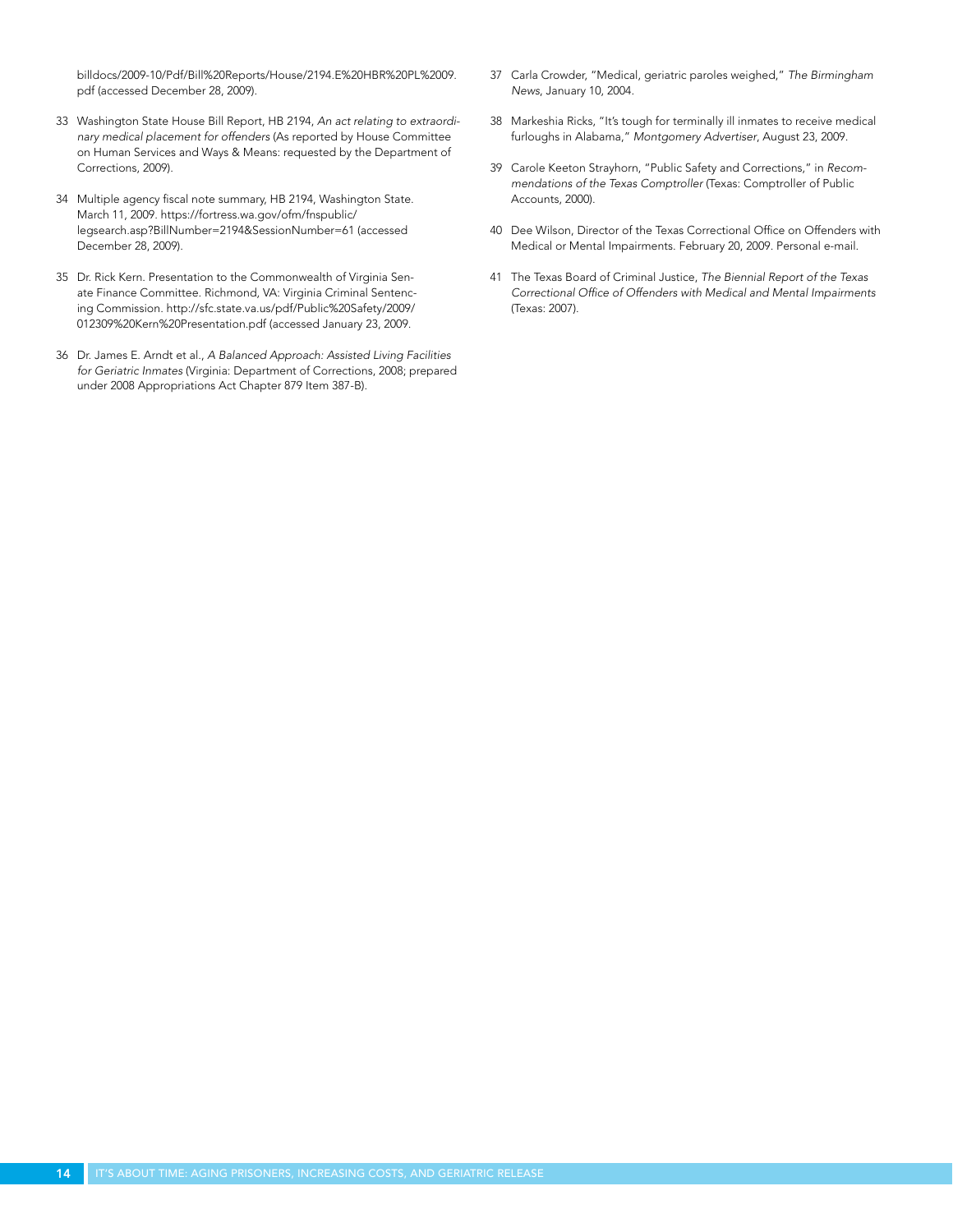billdocs/2009-10/Pdf/Bill%20Reports/House/2194.E%20HBR%20PL%2009.pdf (accessed December 28, 2009).

33 Washington State House Bill Report, HB 2194, *An act relating to extraordinary medical placement for offenders* (As reported by House Committee on Human Services and Ways & Means: requested by the Department of Corrections, 2009).

34 Multiple agency fiscal note summary, HB 2194, Washington State. March 11, 2009. https://fortress.wa.gov/ofm/fnspublic/legsearch.asp?BillNumber=2194&SessionNumber=61 (accessed December 28, 2009).

35 Dr. Rick Kern. Presentation to the Commonwealth of Virginia Senate Finance Committee. Richmond, VA: Virginia Criminal Sentencing Commission. http://sfc.state.va.us/pdf/Public%20Safety/2009/012309%20Kern%20Presentation.pdf (accessed January 23, 2009.

36 Dr. James E. Arndt et al., *A Balanced Approach: Assisted Living Facilities for Geriatric Inmates* (Virginia: Department of Corrections, 2008; prepared under 2008 Appropriations Act Chapter 879 Item 387-B).

37 Carla Crowder, "Medical, geriatric paroles weighed," *The Birmingham News*, January 10, 2004.

38 Markeshia Ricks, "It's tough for terminally ill inmates to receive medical furloughs in Alabama," *Montgomery Advertiser*, August 23, 2009.

39 Carole Keeton Strayhorn, "Public Safety and Corrections," in *Recommendations of the Texas Comptroller* (Texas: Comptroller of Public Accounts, 2000).

40 Dee Wilson, Director of the Texas Correctional Office on Offenders with Medical or Mental Impairments. February 20, 2009. Personal e-mail.

41 The Texas Board of Criminal Justice, *The Biennial Report of the Texas Correctional Office of Offenders with Medical and Mental Impairments* (Texas: 2007).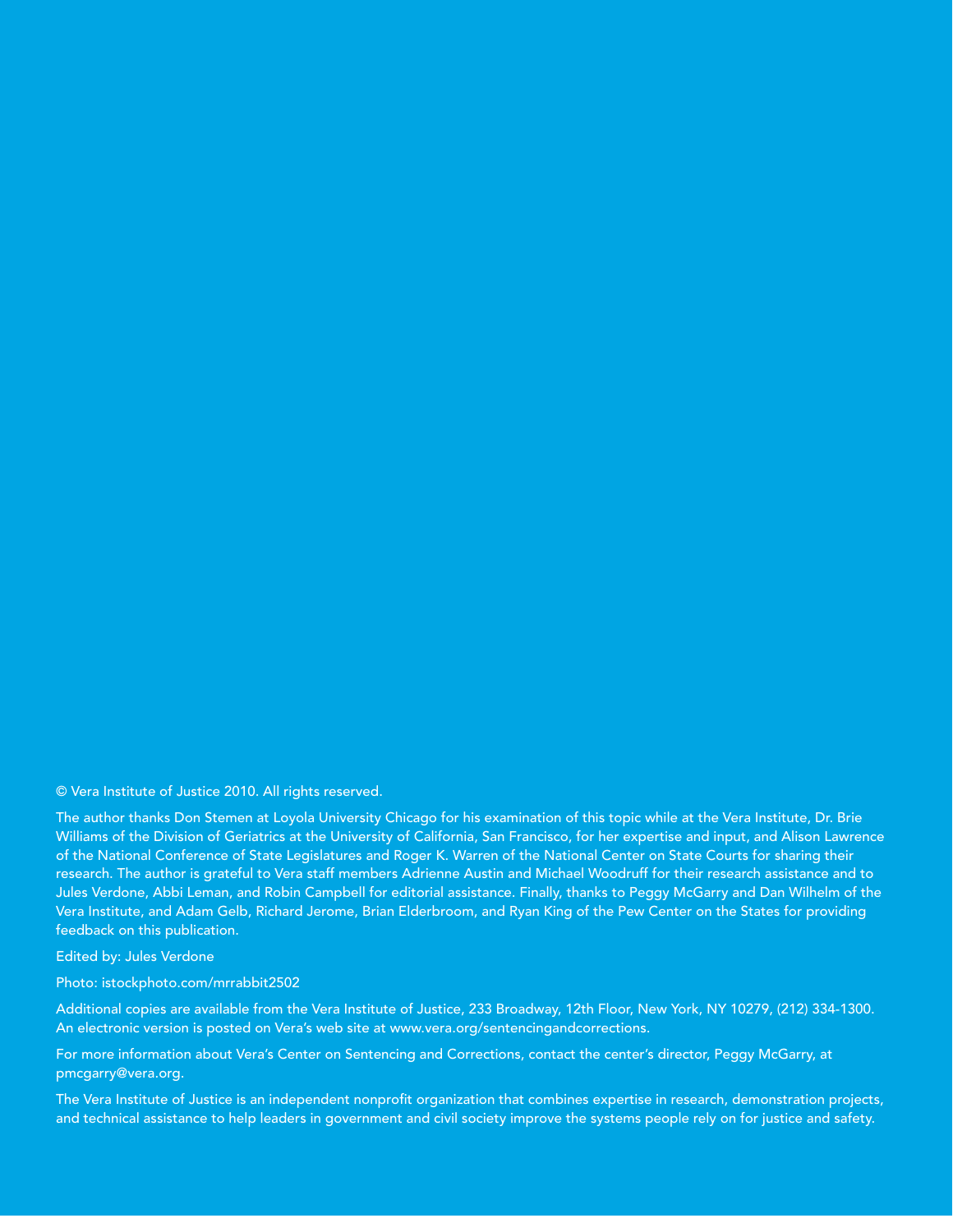© Vera Institute of Justice 2010. All rights reserved.

The author thanks Don Stemen at Loyola University Chicago for his examination of this topic while at the Vera Institute, Dr. Brie Williams of the Division of Geriatrics at the University of California, San Francisco, for her expertise and input, and Alison Lawrence of the National Conference of State Legislatures and Roger K. Warren of the National Center on State Courts for sharing their research. The author is grateful to Vera staff members Adrienne Austin and Michael Woodruff for their research assistance and to Jules Verdone, Abbi Leman, and Robin Campbell for editorial assistance. Finally, thanks to Peggy McGarry and Dan Wilhelm of the Vera Institute, and Adam Gelb, Richard Jerome, Brian Elderbroom, and Ryan King of the Pew Center on the States for providing feedback on this publication.

Edited by: Jules Verdone

Photo: istockphoto.com/mrrabbit2502

Additional copies are available from the Vera Institute of Justice, 233 Broadway, 12th Floor, New York, NY 10279, (212) 334-1300. An electronic version is posted on Vera's web site at www.vera.org/sentencingandcorrections.

For more information about Vera's Center on Sentencing and Corrections, contact the center's director, Peggy McGarry, at pmcgarry@vera.org.

The Vera Institute of Justice is an independent nonprofit organization that combines expertise in research, demonstration projects, and technical assistance to help leaders in government and civil society improve the systems people rely on for justice and safety.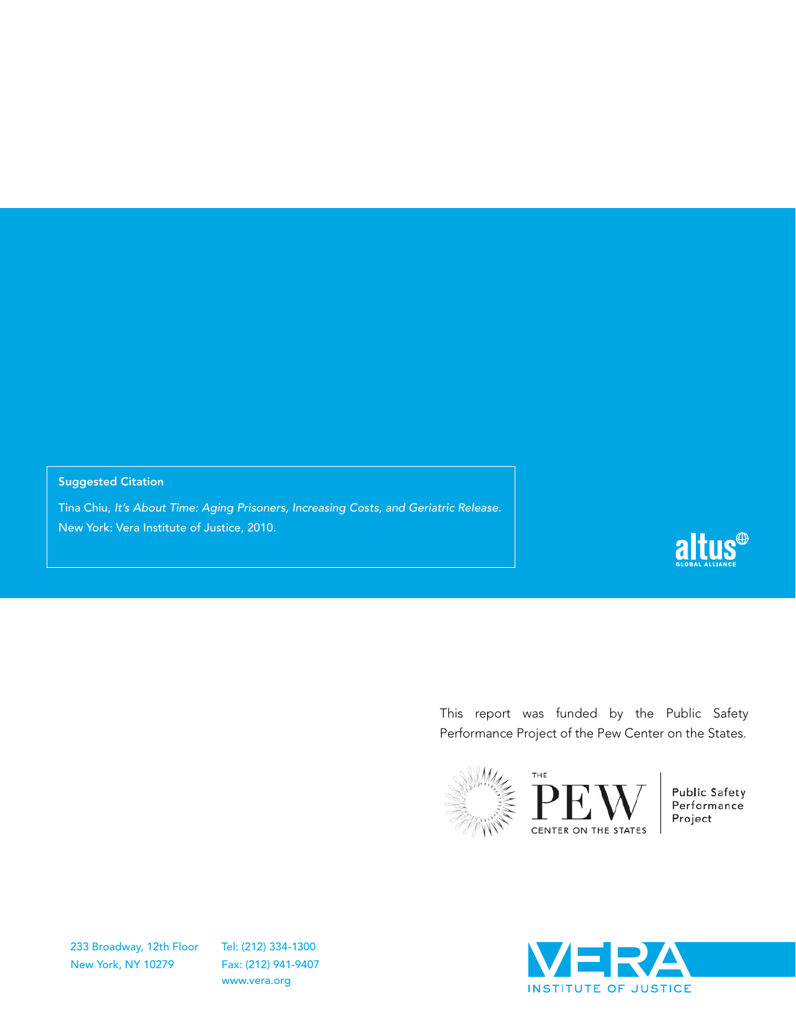**Suggested Citation**

Tina Chiu, *It's About Time: Aging Prisoners, Increasing Costs, and Geriatric Release*. New York: Vera Institute of Justice, 2010.

altus GLOBAL ALLIANCE

This report was funded by the Public Safety Performance Project of the Pew Center on the States.

THE PEW CENTER ON THE STATES | Public Safety Performance Project

233 Broadway, 12th Floor
New York, NY 10279

Tel: (212) 334-1300
Fax: (212) 941-9407
www.vera.org

VERA INSTITUTE OF JUSTICE